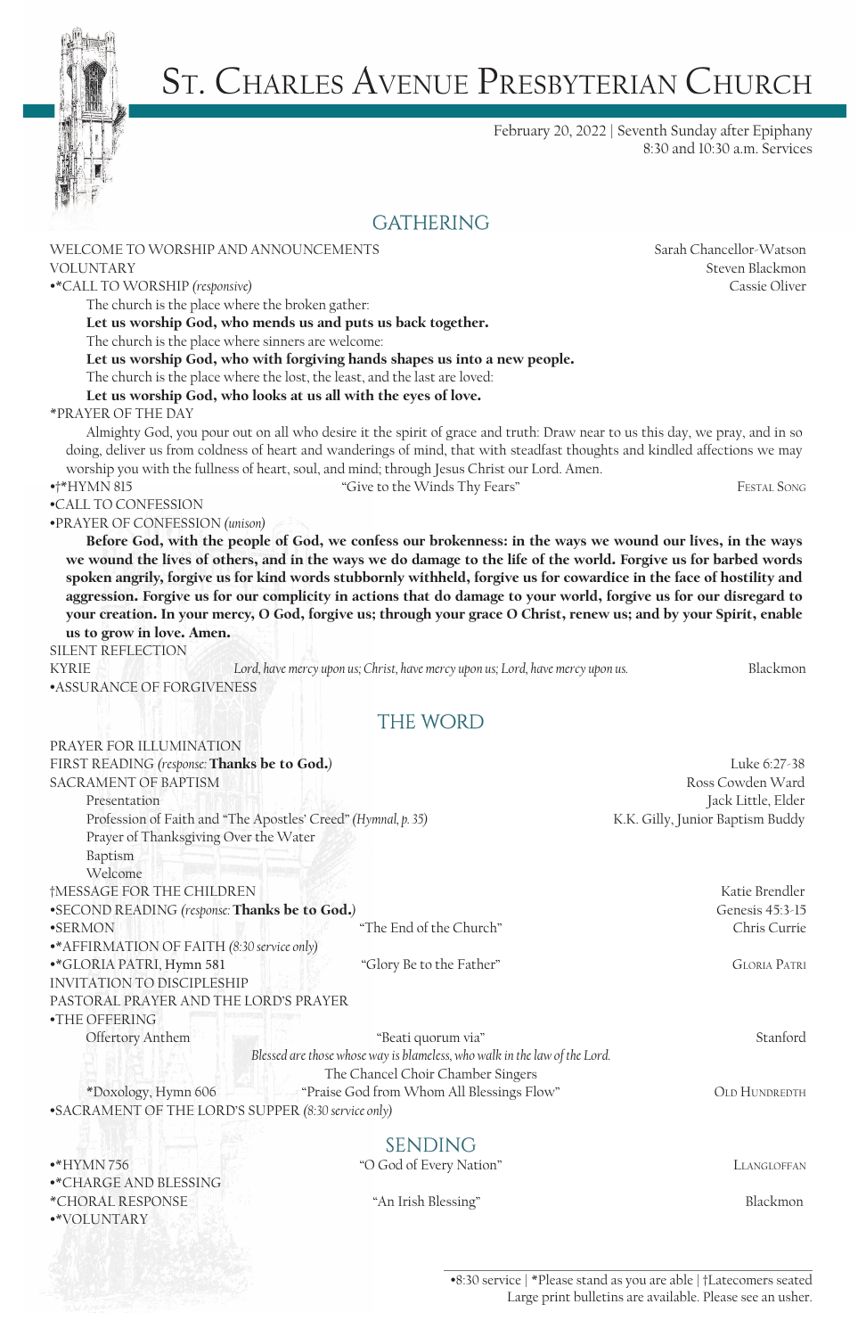# St. Charles Avenue Presbyterian Church

February 20, 2022 | Seventh Sunday after Epiphany
8:30 and 10:30 a.m. Services

## GATHERING

WELCOME TO WORSHIP AND ANNOUNCEMENTS — Sarah Chancellor-Watson

VOLUNTARY — Steven Blackmon

•*CALL TO WORSHIP *(responsive)* — Cassie Oliver

The church is the place where the broken gather:
**Let us worship God, who mends us and puts us back together.**
The church is the place where sinners are welcome:
**Let us worship God, who with forgiving hands shapes us into a new people.**
The church is the place where the lost, the least, and the last are loved:
**Let us worship God, who looks at us all with the eyes of love.**

*PRAYER OF THE DAY

Almighty God, you pour out on all who desire it the spirit of grace and truth: Draw near to us this day, we pray, and in so doing, deliver us from coldness of heart and wanderings of mind, that with steadfast thoughts and kindled affections we may worship you with the fullness of heart, soul, and mind; through Jesus Christ our Lord. Amen.

•†*HYMN 815 — "Give to the Winds Thy Fears" — Festal Song

•CALL TO CONFESSION

•PRAYER OF CONFESSION *(unison)*

**Before God, with the people of God, we confess our brokenness: in the ways we wound our lives, in the ways we wound the lives of others, and in the ways we do damage to the life of the world. Forgive us for barbed words spoken angrily, forgive us for kind words stubbornly withheld, forgive us for cowardice in the face of hostility and aggression. Forgive us for our complicity in actions that do damage to your world, forgive us for our disregard to your creation. In your mercy, O God, forgive us; through your grace O Christ, renew us; and by your Spirit, enable us to grow in love. Amen.**

SILENT REFLECTION

KYRIE — *Lord, have mercy upon us; Christ, have mercy upon us; Lord, have mercy upon us.* — Blackmon

•ASSURANCE OF FORGIVENESS

## THE WORD

PRAYER FOR ILLUMINATION

FIRST READING *(response:* **Thanks be to God.***)* — Luke 6:27-38

SACRAMENT OF BAPTISM — Ross Cowden Ward

- Presentation — Jack Little, Elder
- Profession of Faith and "The Apostles' Creed" *(Hymnal, p. 35)* — K.K. Gilly, Junior Baptism Buddy
- Prayer of Thanksgiving Over the Water
- Baptism
- Welcome

†MESSAGE FOR THE CHILDREN — Katie Brendler

•SECOND READING *(response:* **Thanks be to God.***)* — Genesis 45:3-15

•SERMON — "The End of the Church" — Chris Currie

•*AFFIRMATION OF FAITH *(8:30 service only)*

•*GLORIA PATRI, Hymn 581 — "Glory Be to the Father" — Gloria Patri

INVITATION TO DISCIPLESHIP

PASTORAL PRAYER AND THE LORD'S PRAYER

•THE OFFERING

Offertory Anthem — "Beati quorum via" — Stanford
*Blessed are those whose way is blameless, who walk in the law of the Lord.*
The Chancel Choir Chamber Singers

*Doxology, Hymn 606 — "Praise God from Whom All Blessings Flow" — Old Hundredth

•SACRAMENT OF THE LORD'S SUPPER *(8:30 service only)*

## SENDING

•*HYMN 756 — "O God of Every Nation" — Llangloffan

•*CHARGE AND BLESSING

*CHORAL RESPONSE — "An Irish Blessing" — Blackmon

•*VOLUNTARY

•8:30 service | *Please stand as you are able | †Latecomers seated
Large print bulletins are available. Please see an usher.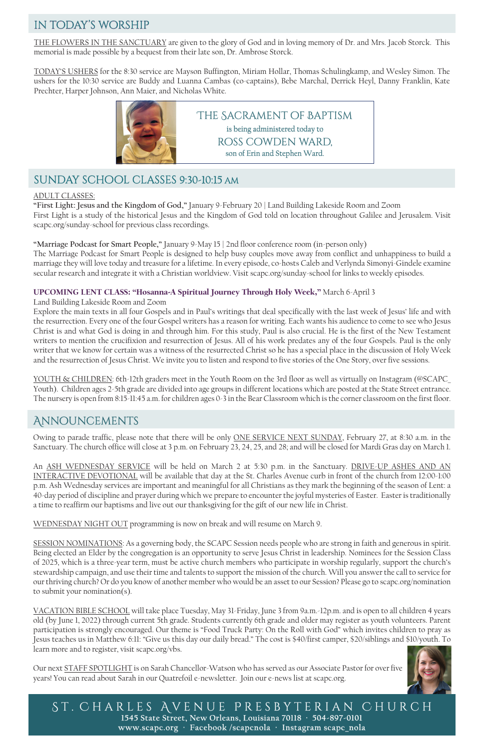## IN TODAY'S WORSHIP

THE FLOWERS IN THE SANCTUARY are given to the glory of God and in loving memory of Dr. and Mrs. Jacob Storck. This memorial is made possible by a bequest from their late son, Dr. Ambrose Storck.

TODAY'S USHERS for the 8:30 service are Mayson Buffington, Miriam Hollar, Thomas Schulingkamp, and Wesley Simon. The ushers for the 10:30 service are Buddy and Luanna Cambas (co-captains), Bebe Marchal, Derrick Heyl, Danny Franklin, Kate Prechter, Harper Johnson, Ann Maier, and Nicholas White.

THE SACRAMENT OF BAPTISM
is being administered today to
ROSS COWDEN WARD,
son of Erin and Stephen Ward.

## SUNDAY SCHOOL CLASSES 9:30-10:15 AM

ADULT CLASSES:

**"First Light: Jesus and the Kingdom of God,"** January 9-February 20 | Land Building Lakeside Room and Zoom
First Light is a study of the historical Jesus and the Kingdom of God told on location throughout Galilee and Jerusalem. Visit scapc.org/sunday-school for previous class recordings.

**"Marriage Podcast for Smart People,"** January 9-May 15 | 2nd floor conference room (in-person only)
The Marriage Podcast for Smart People is designed to help busy couples move away from conflict and unhappiness to build a marriage they will love today and treasure for a lifetime. In every episode, co-hosts Caleb and Verlynda Simonyi-Gindele examine secular research and integrate it with a Christian worldview. Visit scapc.org/sunday-school for links to weekly episodes.

**UPCOMING LENT CLASS: "Hosanna-A Spiritual Journey Through Holy Week,"** March 6-April 3
Land Building Lakeside Room and Zoom
Explore the main texts in all four Gospels and in Paul's writings that deal specifically with the last week of Jesus' life and with the resurrection. Every one of the four Gospel writers has a reason for writing. Each wants his audience to come to see who Jesus Christ is and what God is doing in and through him. For this study, Paul is also crucial. He is the first of the New Testament writers to mention the crucifixion and resurrection of Jesus. All of his work predates any of the four Gospels. Paul is the only writer that we know for certain was a witness of the resurrected Christ so he has a special place in the discussion of Holy Week and the resurrection of Jesus Christ. We invite you to listen and respond to five stories of the One Story, over five sessions.

YOUTH & CHILDREN: 6th-12th graders meet in the Youth Room on the 3rd floor as well as virtually on Instagram (@SCAPC_Youth). Children ages 2-5th grade are divided into age groups in different locations which are posted at the State Street entrance. The nursery is open from 8:15-11:45 a.m. for children ages 0-3 in the Bear Classroom which is the corner classroom on the first floor.

## ANNOUNCEMENTS

Owing to parade traffic, please note that there will be only ONE SERVICE NEXT SUNDAY, February 27, at 8:30 a.m. in the Sanctuary. The church office will close at 3 p.m. on February 23, 24, 25, and 28; and will be closed for Mardi Gras day on March 1.

An ASH WEDNESDAY SERVICE will be held on March 2 at 5:30 p.m. in the Sanctuary. DRIVE-UP ASHES AND AN INTERACTIVE DEVOTIONAL will be available that day at the St. Charles Avenue curb in front of the church from 12:00-1:00 p.m. Ash Wednesday services are important and meaningful for all Christians as they mark the beginning of the season of Lent: a 40-day period of discipline and prayer during which we prepare to encounter the joyful mysteries of Easter. Easter is traditionally a time to reaffirm our baptisms and live out our thanksgiving for the gift of our new life in Christ.

WEDNESDAY NIGHT OUT programming is now on break and will resume on March 9.

SESSION NOMINATIONS: As a governing body, the SCAPC Session needs people who are strong in faith and generous in spirit. Being elected an Elder by the congregation is an opportunity to serve Jesus Christ in leadership. Nominees for the Session Class of 2025, which is a three-year term, must be active church members who participate in worship regularly, support the church's stewardship campaign, and use their time and talents to support the mission of the church. Will you answer the call to service for our thriving church? Or do you know of another member who would be an asset to our Session? Please go to scapc.org/nomination to submit your nomination(s).

VACATION BIBLE SCHOOL will take place Tuesday, May 31-Friday, June 3 from 9a.m.-12p.m. and is open to all children 4 years old (by June 1, 2022) through current 5th grade. Students currently 6th grade and older may register as youth volunteers. Parent participation is strongly encouraged. Our theme is "Food Truck Party: On the Roll with God" which invites children to pray as Jesus teaches us in Matthew 6:11: "Give us this day our daily bread." The cost is $40/first camper, $20/siblings and $10/youth. To learn more and to register, visit scapc.org/vbs.

Our next STAFF SPOTLIGHT is on Sarah Chancellor-Watson who has served as our Associate Pastor for over five years! You can read about Sarah in our Quatrefoil e-newsletter. Join our e-news list at scapc.org.

ST. CHARLES AVENUE PRESBYTERIAN CHURCH
1545 State Street, New Orleans, Louisiana 70118 · 504-897-0101
www.scapc.org · Facebook /scapcnola · Instagram scapc_nola